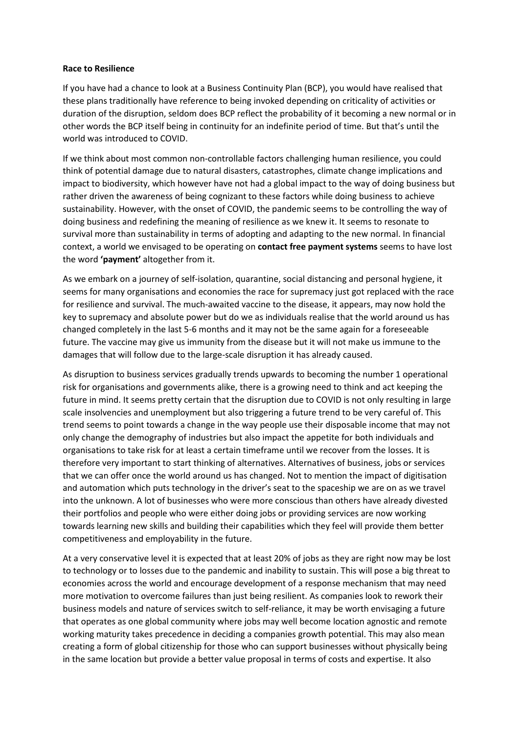**Race to Resilience**

If you have had a chance to look at a Business Continuity Plan (BCP), you would have realised that these plans traditionally have reference to being invoked depending on criticality of activities or duration of the disruption, seldom does BCP reflect the probability of it becoming a new normal or in other words the BCP itself being in continuity for an indefinite period of time. But that's until the world was introduced to COVID.

If we think about most common non-controllable factors challenging human resilience, you could think of potential damage due to natural disasters, catastrophes, climate change implications and impact to biodiversity, which however have not had a global impact to the way of doing business but rather driven the awareness of being cognizant to these factors while doing business to achieve sustainability. However, with the onset of COVID, the pandemic seems to be controlling the way of doing business and redefining the meaning of resilience as we knew it. It seems to resonate to survival more than sustainability in terms of adopting and adapting to the new normal. In financial context, a world we envisaged to be operating on **contact free payment systems** seems to have lost the word **'payment'** altogether from it.

As we embark on a journey of self-isolation, quarantine, social distancing and personal hygiene, it seems for many organisations and economies the race for supremacy just got replaced with the race for resilience and survival. The much-awaited vaccine to the disease, it appears, may now hold the key to supremacy and absolute power but do we as individuals realise that the world around us has changed completely in the last 5-6 months and it may not be the same again for a foreseeable future. The vaccine may give us immunity from the disease but it will not make us immune to the damages that will follow due to the large-scale disruption it has already caused.

As disruption to business services gradually trends upwards to becoming the number 1 operational risk for organisations and governments alike, there is a growing need to think and act keeping the future in mind. It seems pretty certain that the disruption due to COVID is not only resulting in large scale insolvencies and unemployment but also triggering a future trend to be very careful of. This trend seems to point towards a change in the way people use their disposable income that may not only change the demography of industries but also impact the appetite for both individuals and organisations to take risk for at least a certain timeframe until we recover from the losses. It is therefore very important to start thinking of alternatives. Alternatives of business, jobs or services that we can offer once the world around us has changed. Not to mention the impact of digitisation and automation which puts technology in the driver's seat to the spaceship we are on as we travel into the unknown. A lot of businesses who were more conscious than others have already divested their portfolios and people who were either doing jobs or providing services are now working towards learning new skills and building their capabilities which they feel will provide them better competitiveness and employability in the future.

At a very conservative level it is expected that at least 20% of jobs as they are right now may be lost to technology or to losses due to the pandemic and inability to sustain. This will pose a big threat to economies across the world and encourage development of a response mechanism that may need more motivation to overcome failures than just being resilient. As companies look to rework their business models and nature of services switch to self-reliance, it may be worth envisaging a future that operates as one global community where jobs may well become location agnostic and remote working maturity takes precedence in deciding a companies growth potential. This may also mean creating a form of global citizenship for those who can support businesses without physically being in the same location but provide a better value proposal in terms of costs and expertise. It also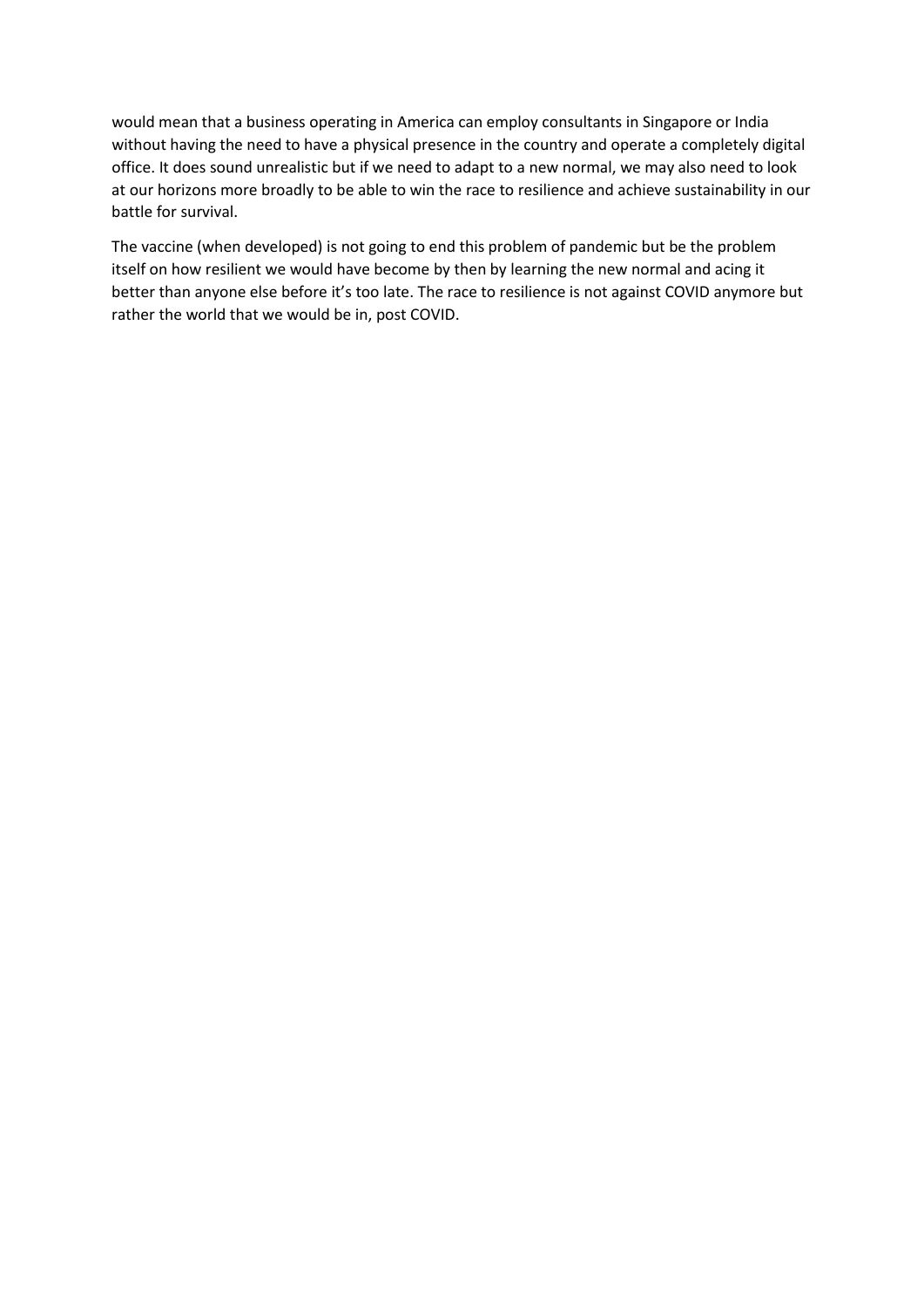would mean that a business operating in America can employ consultants in Singapore or India without having the need to have a physical presence in the country and operate a completely digital office. It does sound unrealistic but if we need to adapt to a new normal, we may also need to look at our horizons more broadly to be able to win the race to resilience and achieve sustainability in our battle for survival.

The vaccine (when developed) is not going to end this problem of pandemic but be the problem itself on how resilient we would have become by then by learning the new normal and acing it better than anyone else before it's too late. The race to resilience is not against COVID anymore but rather the world that we would be in, post COVID.